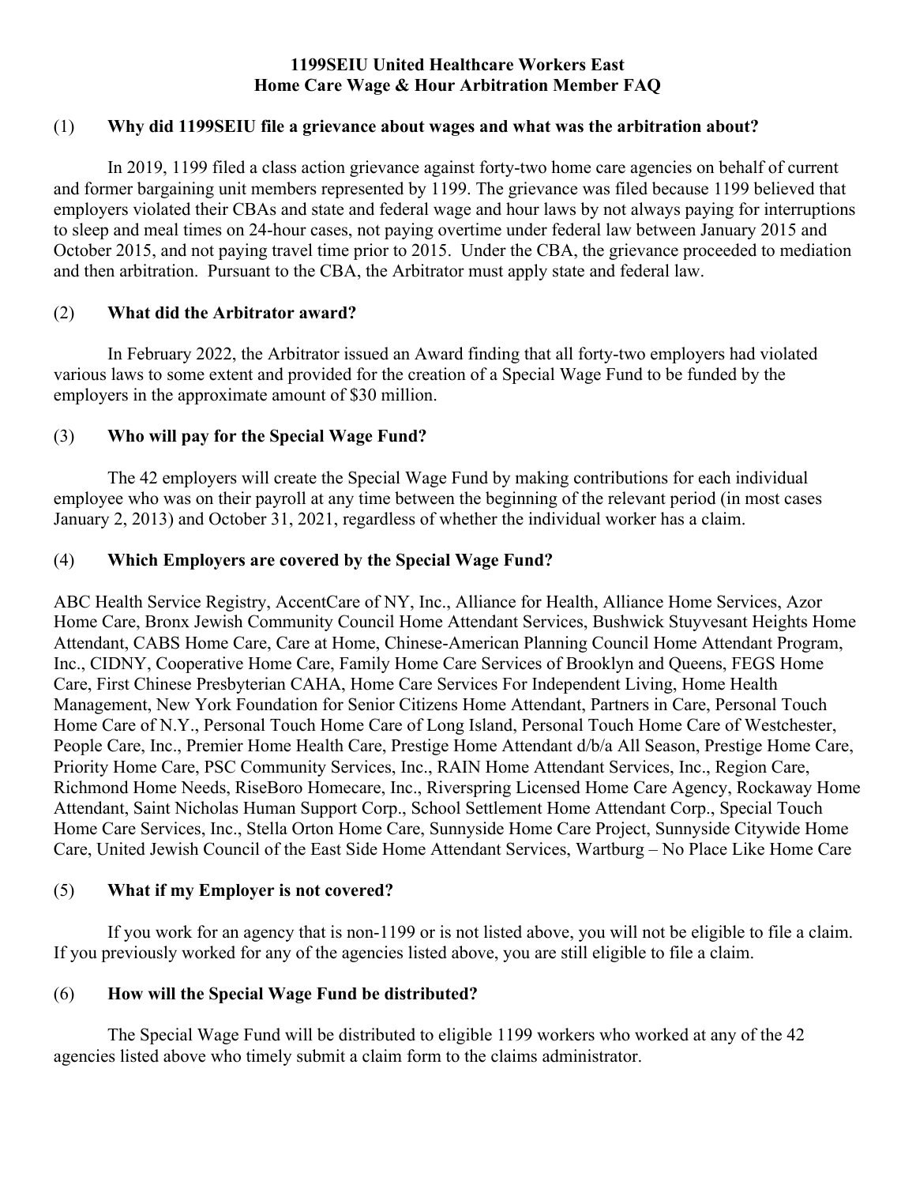**1199SEIU United Healthcare Workers East**
**Home Care Wage & Hour Arbitration Member FAQ**

**(1) Why did 1199SEIU file a grievance about wages and what was the arbitration about?**

In 2019, 1199 filed a class action grievance against forty-two home care agencies on behalf of current and former bargaining unit members represented by 1199. The grievance was filed because 1199 believed that employers violated their CBAs and state and federal wage and hour laws by not always paying for interruptions to sleep and meal times on 24-hour cases, not paying overtime under federal law between January 2015 and October 2015, and not paying travel time prior to 2015. Under the CBA, the grievance proceeded to mediation and then arbitration. Pursuant to the CBA, the Arbitrator must apply state and federal law.

**(2) What did the Arbitrator award?**

In February 2022, the Arbitrator issued an Award finding that all forty-two employers had violated various laws to some extent and provided for the creation of a Special Wage Fund to be funded by the employers in the approximate amount of $30 million.

**(3) Who will pay for the Special Wage Fund?**

The 42 employers will create the Special Wage Fund by making contributions for each individual employee who was on their payroll at any time between the beginning of the relevant period (in most cases January 2, 2013) and October 31, 2021, regardless of whether the individual worker has a claim.

**(4) Which Employers are covered by the Special Wage Fund?**

ABC Health Service Registry, AccentCare of NY, Inc., Alliance for Health, Alliance Home Services, Azor Home Care, Bronx Jewish Community Council Home Attendant Services, Bushwick Stuyvesant Heights Home Attendant, CABS Home Care, Care at Home, Chinese-American Planning Council Home Attendant Program, Inc., CIDNY, Cooperative Home Care, Family Home Care Services of Brooklyn and Queens, FEGS Home Care, First Chinese Presbyterian CAHA, Home Care Services For Independent Living, Home Health Management, New York Foundation for Senior Citizens Home Attendant, Partners in Care, Personal Touch Home Care of N.Y., Personal Touch Home Care of Long Island, Personal Touch Home Care of Westchester, People Care, Inc., Premier Home Health Care, Prestige Home Attendant d/b/a All Season, Prestige Home Care, Priority Home Care, PSC Community Services, Inc., RAIN Home Attendant Services, Inc., Region Care, Richmond Home Needs, RiseBoro Homecare, Inc., Riverspring Licensed Home Care Agency, Rockaway Home Attendant, Saint Nicholas Human Support Corp., School Settlement Home Attendant Corp., Special Touch Home Care Services, Inc., Stella Orton Home Care, Sunnyside Home Care Project, Sunnyside Citywide Home Care, United Jewish Council of the East Side Home Attendant Services, Wartburg – No Place Like Home Care

**(5) What if my Employer is not covered?**

If you work for an agency that is non-1199 or is not listed above, you will not be eligible to file a claim. If you previously worked for any of the agencies listed above, you are still eligible to file a claim.

**(6) How will the Special Wage Fund be distributed?**

The Special Wage Fund will be distributed to eligible 1199 workers who worked at any of the 42 agencies listed above who timely submit a claim form to the claims administrator.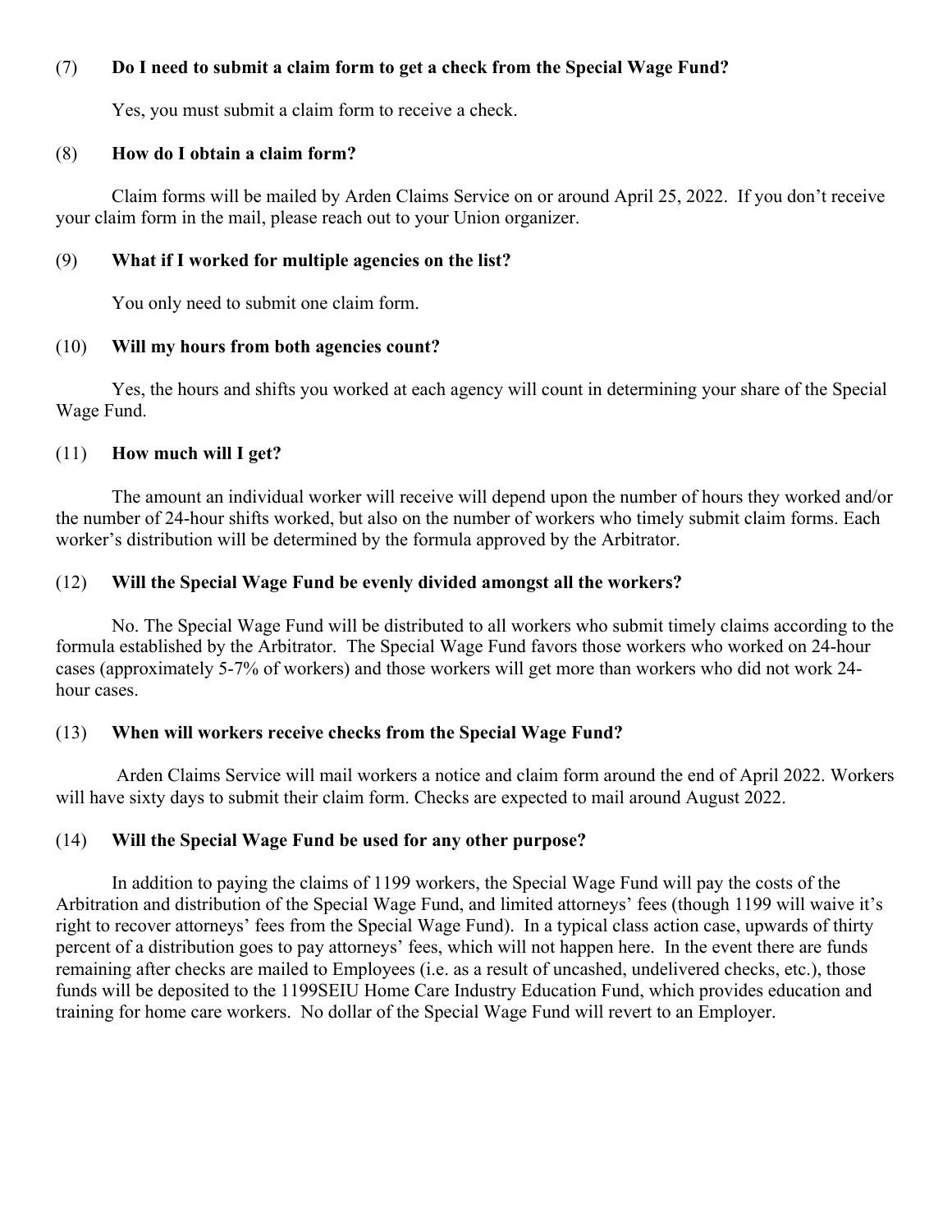### (7) Do I need to submit a claim form to get a check from the Special Wage Fund?

Yes, you must submit a claim form to receive a check.

### (8) How do I obtain a claim form?

Claim forms will be mailed by Arden Claims Service on or around April 25, 2022. If you don't receive your claim form in the mail, please reach out to your Union organizer.

### (9) What if I worked for multiple agencies on the list?

You only need to submit one claim form.

### (10) Will my hours from both agencies count?

Yes, the hours and shifts you worked at each agency will count in determining your share of the Special Wage Fund.

### (11) How much will I get?

The amount an individual worker will receive will depend upon the number of hours they worked and/or the number of 24-hour shifts worked, but also on the number of workers who timely submit claim forms. Each worker's distribution will be determined by the formula approved by the Arbitrator.

### (12) Will the Special Wage Fund be evenly divided amongst all the workers?

No. The Special Wage Fund will be distributed to all workers who submit timely claims according to the formula established by the Arbitrator. The Special Wage Fund favors those workers who worked on 24-hour cases (approximately 5-7% of workers) and those workers will get more than workers who did not work 24-hour cases.

### (13) When will workers receive checks from the Special Wage Fund?

Arden Claims Service will mail workers a notice and claim form around the end of April 2022. Workers will have sixty days to submit their claim form. Checks are expected to mail around August 2022.

### (14) Will the Special Wage Fund be used for any other purpose?

In addition to paying the claims of 1199 workers, the Special Wage Fund will pay the costs of the Arbitration and distribution of the Special Wage Fund, and limited attorneys' fees (though 1199 will waive it's right to recover attorneys' fees from the Special Wage Fund). In a typical class action case, upwards of thirty percent of a distribution goes to pay attorneys' fees, which will not happen here. In the event there are funds remaining after checks are mailed to Employees (i.e. as a result of uncashed, undelivered checks, etc.), those funds will be deposited to the 1199SEIU Home Care Industry Education Fund, which provides education and training for home care workers. No dollar of the Special Wage Fund will revert to an Employer.